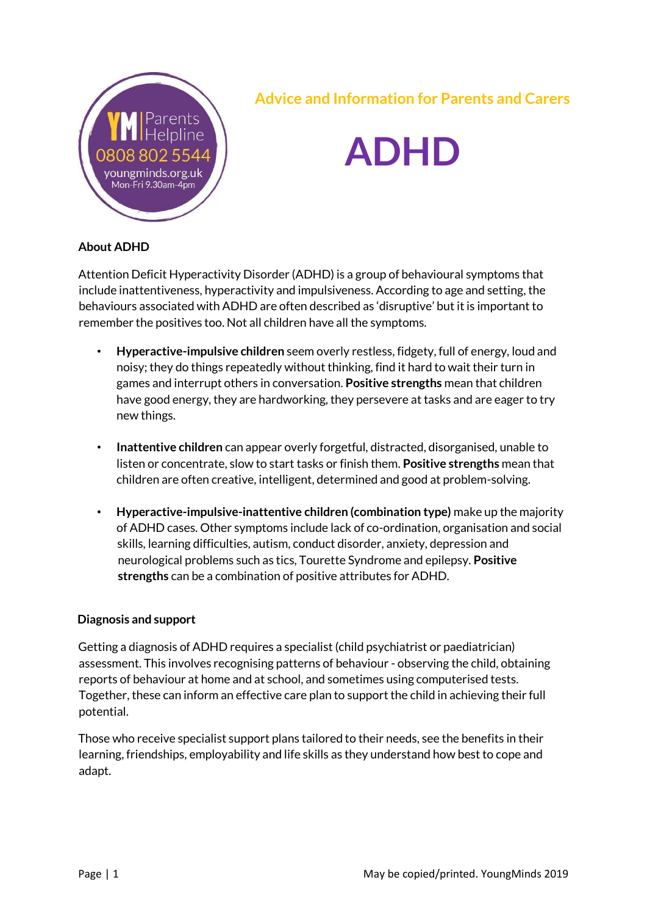YM Parents Helpline
0808 802 5544
youngminds.org.uk
Mon-Fri 9.30am-4pm

## Advice and Information for Parents and Carers

# ADHD

**About ADHD**

Attention Deficit Hyperactivity Disorder (ADHD) is a group of behavioural symptoms that include inattentiveness, hyperactivity and impulsiveness. According to age and setting, the behaviours associated with ADHD are often described as 'disruptive' but it is important to remember the positives too. Not all children have all the symptoms.

- **Hyperactive-impulsive children** seem overly restless, fidgety, full of energy, loud and noisy; they do things repeatedly without thinking, find it hard to wait their turn in games and interrupt others in conversation. **Positive strengths** mean that children have good energy, they are hardworking, they persevere at tasks and are eager to try new things.

- **Inattentive children** can appear overly forgetful, distracted, disorganised, unable to listen or concentrate, slow to start tasks or finish them. **Positive strengths** mean that children are often creative, intelligent, determined and good at problem-solving.

- **Hyperactive-impulsive-inattentive children (combination type)** make up the majority of ADHD cases. Other symptoms include lack of co-ordination, organisation and social skills, learning difficulties, autism, conduct disorder, anxiety, depression and neurological problems such as tics, Tourette Syndrome and epilepsy. **Positive strengths** can be a combination of positive attributes for ADHD.

**Diagnosis and support**

Getting a diagnosis of ADHD requires a specialist (child psychiatrist or paediatrician) assessment. This involves recognising patterns of behaviour - observing the child, obtaining reports of behaviour at home and at school, and sometimes using computerised tests. Together, these can inform an effective care plan to support the child in achieving their full potential.

Those who receive specialist support plans tailored to their needs, see the benefits in their learning, friendships, employability and life skills as they understand how best to cope and adapt.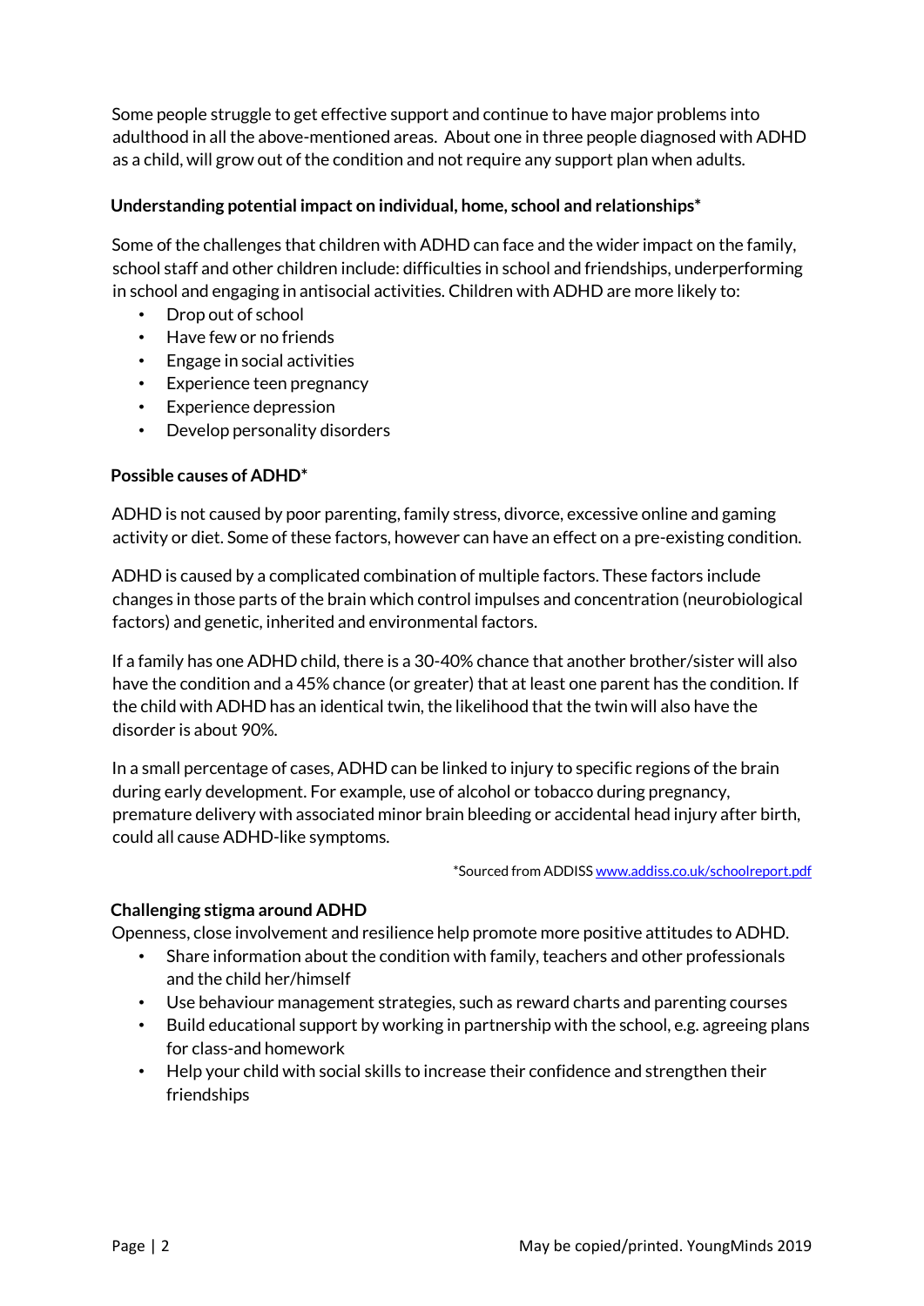Some people struggle to get effective support and continue to have major problems into adulthood in all the above-mentioned areas. About one in three people diagnosed with ADHD as a child, will grow out of the condition and not require any support plan when adults.

**Understanding potential impact on individual, home, school and relationships***

Some of the challenges that children with ADHD can face and the wider impact on the family, school staff and other children include: difficulties in school and friendships, underperforming in school and engaging in antisocial activities. Children with ADHD are more likely to:

- Drop out of school
- Have few or no friends
- Engage in social activities
- Experience teen pregnancy
- Experience depression
- Develop personality disorders

**Possible causes of ADHD***

ADHD is not caused by poor parenting, family stress, divorce, excessive online and gaming activity or diet. Some of these factors, however can have an effect on a pre-existing condition.

ADHD is caused by a complicated combination of multiple factors. These factors include changes in those parts of the brain which control impulses and concentration (neurobiological factors) and genetic, inherited and environmental factors.

If a family has one ADHD child, there is a 30-40% chance that another brother/sister will also have the condition and a 45% chance (or greater) that at least one parent has the condition. If the child with ADHD has an identical twin, the likelihood that the twin will also have the disorder is about 90%.

In a small percentage of cases, ADHD can be linked to injury to specific regions of the brain during early development. For example, use of alcohol or tobacco during pregnancy, premature delivery with associated minor brain bleeding or accidental head injury after birth, could all cause ADHD-like symptoms.

*Sourced from ADDISS [www.addiss.co.uk/schoolreport.pdf](http://www.addiss.co.uk/schoolreport.pdf)

**Challenging stigma around ADHD**

Openness, close involvement and resilience help promote more positive attitudes to ADHD.

- Share information about the condition with family, teachers and other professionals and the child her/himself
- Use behaviour management strategies, such as reward charts and parenting courses
- Build educational support by working in partnership with the school, e.g. agreeing plans for class-and homework
- Help your child with social skills to increase their confidence and strengthen their friendships

May be copied/printed. YoungMinds 2019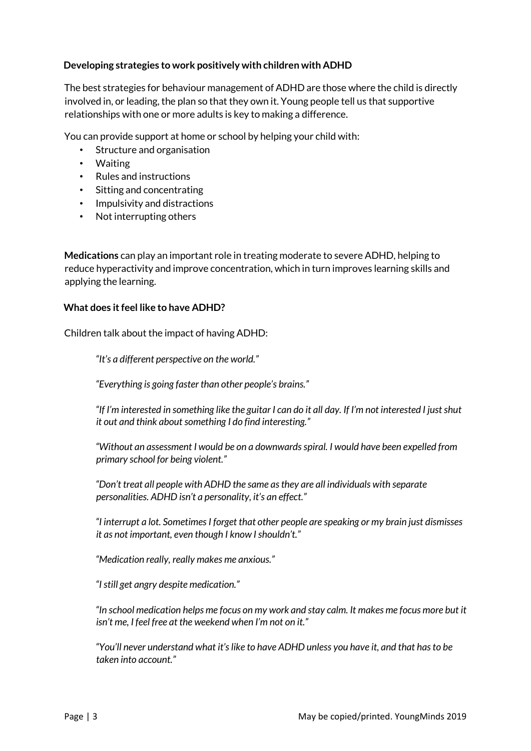**Developing strategies to work positively with children with ADHD**

The best strategies for behaviour management of ADHD are those where the child is directly involved in, or leading, the plan so that they own it. Young people tell us that supportive relationships with one or more adults is key to making a difference.

You can provide support at home or school by helping your child with:

- Structure and organisation
- Waiting
- Rules and instructions
- Sitting and concentrating
- Impulsivity and distractions
- Not interrupting others

**Medications** can play an important role in treating moderate to severe ADHD, helping to reduce hyperactivity and improve concentration, which in turn improves learning skills and applying the learning.

**What does it feel like to have ADHD?**

Children talk about the impact of having ADHD:

> *"It's a different perspective on the world."*
>
> *"Everything is going faster than other people's brains."*
>
> *"If I'm interested in something like the guitar I can do it all day. If I'm not interested I just shut it out and think about something I do find interesting."*
>
> *"Without an assessment I would be on a downwards spiral. I would have been expelled from primary school for being violent."*
>
> *"Don't treat all people with ADHD the same as they are all individuals with separate personalities. ADHD isn't a personality, it's an effect."*
>
> *"I interrupt a lot. Sometimes I forget that other people are speaking or my brain just dismisses it as not important, even though I know I shouldn't."*
>
> *"Medication really, really makes me anxious."*
>
> *"I still get angry despite medication."*
>
> *"In school medication helps me focus on my work and stay calm. It makes me focus more but it isn't me, I feel free at the weekend when I'm not on it."*
>
> *"You'll never understand what it's like to have ADHD unless you have it, and that has to be taken into account."*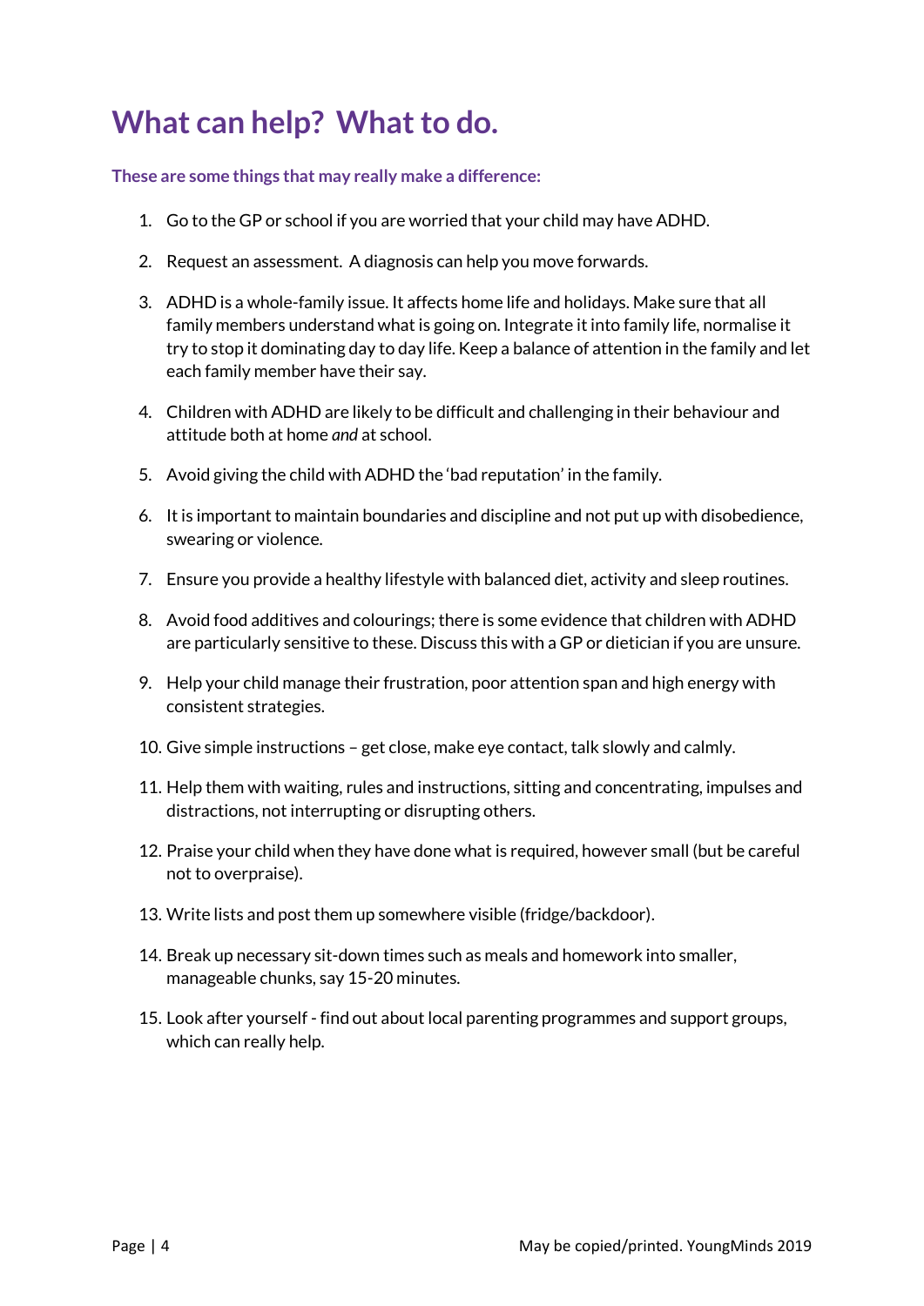# What can help? What to do.

**These are some things that may really make a difference:**

1. Go to the GP or school if you are worried that your child may have ADHD.
2. Request an assessment. A diagnosis can help you move forwards.
3. ADHD is a whole-family issue. It affects home life and holidays. Make sure that all family members understand what is going on. Integrate it into family life, normalise it try to stop it dominating day to day life. Keep a balance of attention in the family and let each family member have their say.
4. Children with ADHD are likely to be difficult and challenging in their behaviour and attitude both at home *and* at school.
5. Avoid giving the child with ADHD the 'bad reputation' in the family.
6. It is important to maintain boundaries and discipline and not put up with disobedience, swearing or violence.
7. Ensure you provide a healthy lifestyle with balanced diet, activity and sleep routines.
8. Avoid food additives and colourings; there is some evidence that children with ADHD are particularly sensitive to these. Discuss this with a GP or dietician if you are unsure.
9. Help your child manage their frustration, poor attention span and high energy with consistent strategies.
10. Give simple instructions – get close, make eye contact, talk slowly and calmly.
11. Help them with waiting, rules and instructions, sitting and concentrating, impulses and distractions, not interrupting or disrupting others.
12. Praise your child when they have done what is required, however small (but be careful not to overpraise).
13. Write lists and post them up somewhere visible (fridge/backdoor).
14. Break up necessary sit-down times such as meals and homework into smaller, manageable chunks, say 15-20 minutes.
15. Look after yourself - find out about local parenting programmes and support groups, which can really help.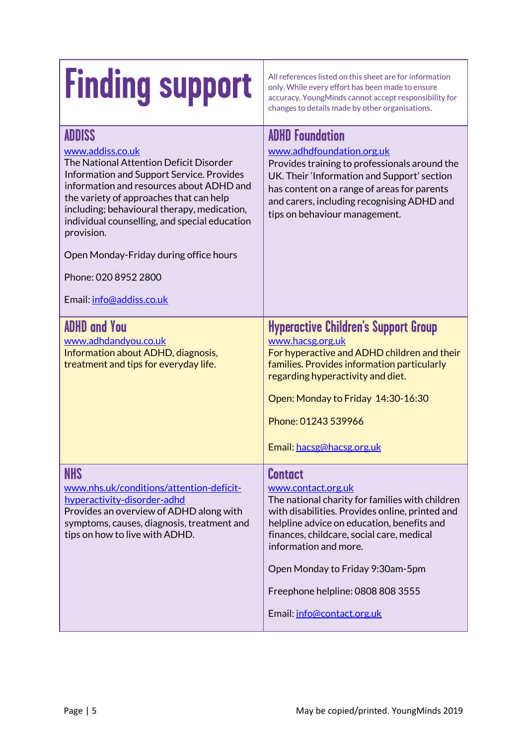# Finding support

All references listed on this sheet are for information only. While every effort has been made to ensure accuracy, YoungMinds cannot accept responsibility for changes to details made by other organisations.

## ADDISS

www.addiss.co.uk

The National Attention Deficit Disorder Information and Support Service. Provides information and resources about ADHD and the variety of approaches that can help including; behavioural therapy, medication, individual counselling, and special education provision.

Open Monday-Friday during office hours

Phone: 020 8952 2800

Email: info@addiss.co.uk

## ADHD Foundation

www.adhdfoundation.org.uk

Provides training to professionals around the UK. Their 'Information and Support' section has content on a range of areas for parents and carers, including recognising ADHD and tips on behaviour management.

## ADHD and You

www.adhdandyou.co.uk

Information about ADHD, diagnosis, treatment and tips for everyday life.

## Hyperactive Children's Support Group

www.hacsg.org.uk

For hyperactive and ADHD children and their families. Provides information particularly regarding hyperactivity and diet.

Open: Monday to Friday 14:30-16:30

Phone: 01243 539966

Email: hacsg@hacsg.org.uk

## NHS

www.nhs.uk/conditions/attention-deficit-hyperactivity-disorder-adhd

Provides an overview of ADHD along with symptoms, causes, diagnosis, treatment and tips on how to live with ADHD.

## Contact

www.contact.org.uk

The national charity for families with children with disabilities. Provides online, printed and helpline advice on education, benefits and finances, childcare, social care, medical information and more.

Open Monday to Friday 9:30am-5pm

Freephone helpline: 0808 808 3555

Email: info@contact.org.uk

May be copied/printed. YoungMinds 2019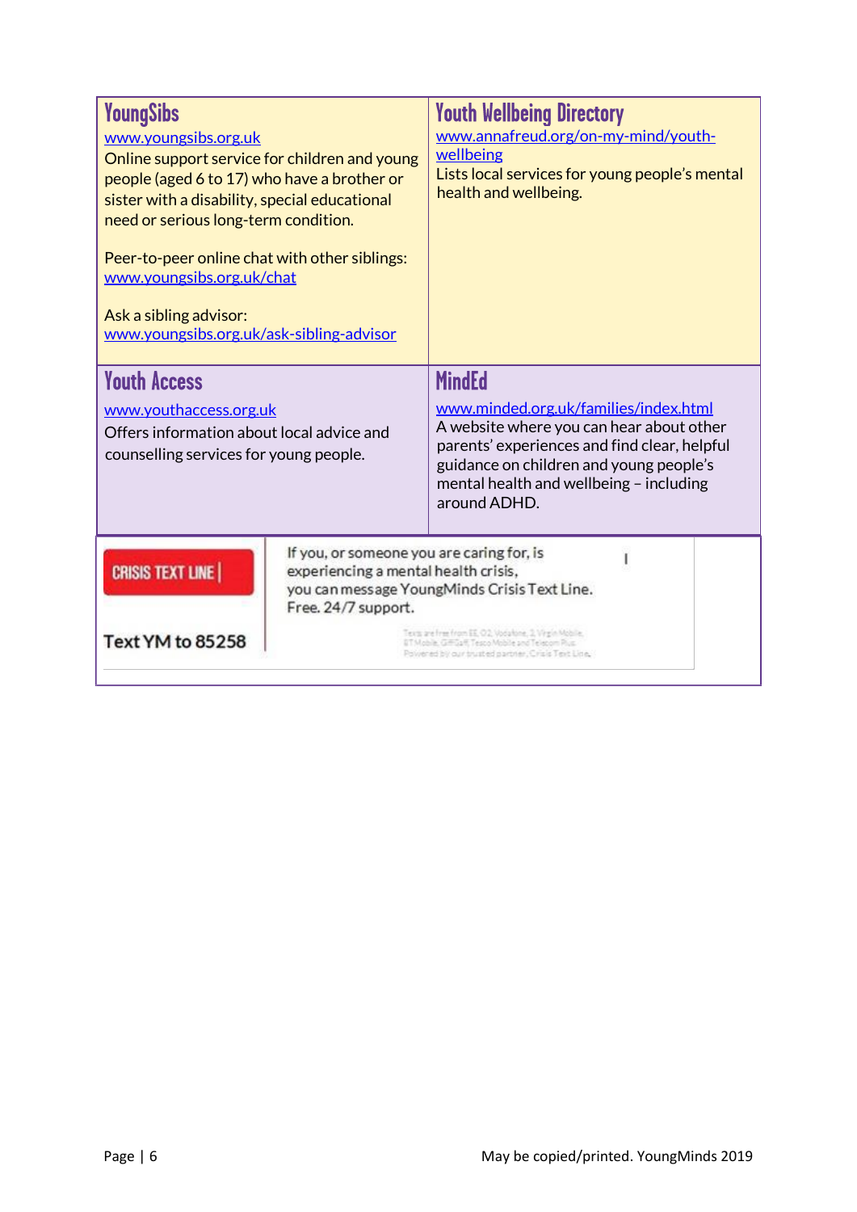## YoungSibs

www.youngsibs.org.uk

Online support service for children and young people (aged 6 to 17) who have a brother or sister with a disability, special educational need or serious long-term condition.

Peer-to-peer online chat with other siblings: www.youngsibs.org.uk/chat

Ask a sibling advisor: www.youngsibs.org.uk/ask-sibling-advisor

## Youth Wellbeing Directory

www.annafreud.org/on-my-mind/youth-wellbeing

Lists local services for young people's mental health and wellbeing.

## Youth Access

www.youthaccess.org.uk

Offers information about local advice and counselling services for young people.

## MindEd

www.minded.org.uk/families/index.html

A website where you can hear about other parents' experiences and find clear, helpful guidance on children and young people's mental health and wellbeing – including around ADHD.

## CRISIS TEXT LINE |

Text YM to 85258

If you, or someone you are caring for, is experiencing a mental health crisis, you can message YoungMinds Crisis Text Line. Free. 24/7 support.

Texts are free from EE, O2, Vodafone, 3, Virgin Mobile, BT Mobile, GiffGaff, Tesco Mobile and Telecom Plus. Powered by our trusted partner, Crisis Text Line.

May be copied/printed. YoungMinds 2019